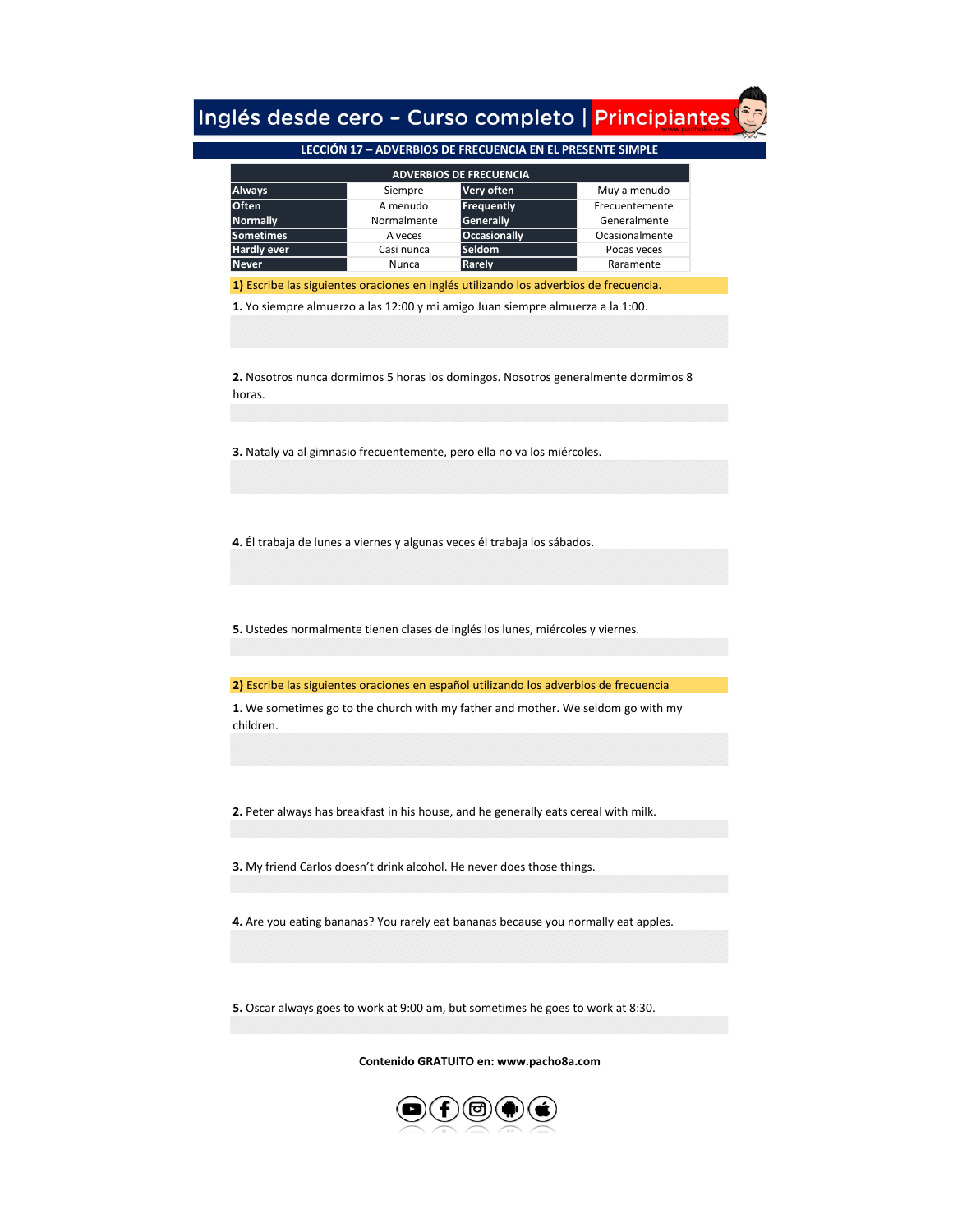# Inglés desde cero – Curso completo | Principiantes

## LECCIÓN 17 – ADVERBIOS DE FRECUENCIA EN EL PRESENTE SIMPLE

| ADVERBIOS DE FRECUENCIA | | | |
|---|---|---|---|
| **Always** | Siempre | **Very often** | Muy a menudo |
| **Often** | A menudo | **Frequently** | Frecuentemente |
| **Normally** | Normalmente | **Generally** | Generalmente |
| **Sometimes** | A veces | **Occasionally** | Ocasionalmente |
| **Hardly ever** | Casi nunca | **Seldom** | Pocas veces |
| **Never** | Nunca | **Rarely** | Raramente |

**1)** Escribe las siguientes oraciones en inglés utilizando los adverbios de frecuencia.

**1.** Yo siempre almuerzo a las 12:00 y mi amigo Juan siempre almuerza a la 1:00.

**2.** Nosotros nunca dormimos 5 horas los domingos. Nosotros generalmente dormimos 8 horas.

**3.** Nataly va al gimnasio frecuentemente, pero ella no va los miércoles.

**4.** Él trabaja de lunes a viernes y algunas veces él trabaja los sábados.

**5.** Ustedes normalmente tienen clases de inglés los lunes, miércoles y viernes.

**2)** Escribe las siguientes oraciones en español utilizando los adverbios de frecuencia

**1**. We sometimes go to the church with my father and mother. We seldom go with my children.

**2.** Peter always has breakfast in his house, and he generally eats cereal with milk.

**3.** My friend Carlos doesn't drink alcohol. He never does those things.

**4.** Are you eating bananas? You rarely eat bananas because you normally eat apples.

**5.** Oscar always goes to work at 9:00 am, but sometimes he goes to work at 8:30.

**Contenido GRATUITO en: www.pacho8a.com**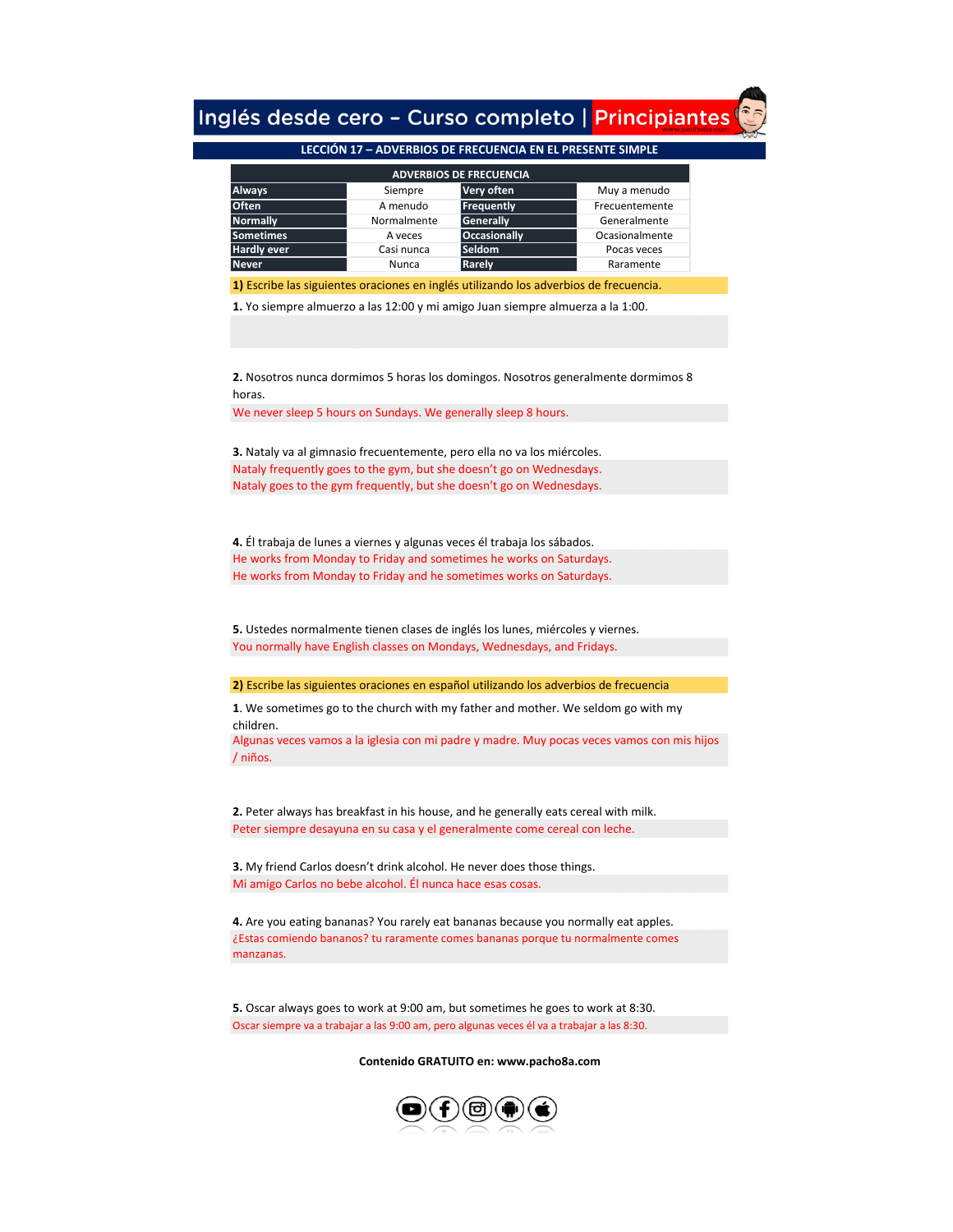# Inglés desde cero – Curso completo | Principiantes

## LECCIÓN 17 – ADVERBIOS DE FRECUENCIA EN EL PRESENTE SIMPLE

| ADVERBIOS DE FRECUENCIA | | | |
|---|---|---|---|
| **Always** | Siempre | **Very often** | Muy a menudo |
| **Often** | A menudo | **Frequently** | Frecuentemente |
| **Normally** | Normalmente | **Generally** | Generalmente |
| **Sometimes** | A veces | **Occasionally** | Ocasionalmente |
| **Hardly ever** | Casi nunca | **Seldom** | Pocas veces |
| **Never** | Nunca | **Rarely** | Raramente |

**1)** Escribe las siguientes oraciones en inglés utilizando los adverbios de frecuencia.

**1.** Yo siempre almuerzo a las 12:00 y mi amigo Juan siempre almuerza a la 1:00.

**2.** Nosotros nunca dormimos 5 horas los domingos. Nosotros generalmente dormimos 8 horas.

We never sleep 5 hours on Sundays. We generally sleep 8 hours.

**3.** Nataly va al gimnasio frecuentemente, pero ella no va los miércoles.

Nataly frequently goes to the gym, but she doesn't go on Wednesdays.
Nataly goes to the gym frequently, but she doesn't go on Wednesdays.

**4.** Él trabaja de lunes a viernes y algunas veces él trabaja los sábados.

He works from Monday to Friday and sometimes he works on Saturdays.
He works from Monday to Friday and he sometimes works on Saturdays.

**5.** Ustedes normalmente tienen clases de inglés los lunes, miércoles y viernes.

You normally have English classes on Mondays, Wednesdays, and Fridays.

**2)** Escribe las siguientes oraciones en español utilizando los adverbios de frecuencia

**1**. We sometimes go to the church with my father and mother. We seldom go with my children.

Algunas veces vamos a la iglesia con mi padre y madre. Muy pocas veces vamos con mis hijos / niños.

**2.** Peter always has breakfast in his house, and he generally eats cereal with milk.

Peter siempre desayuna en su casa y el generalmente come cereal con leche.

**3.** My friend Carlos doesn't drink alcohol. He never does those things.

Mi amigo Carlos no bebe alcohol. Él nunca hace esas cosas.

**4.** Are you eating bananas? You rarely eat bananas because you normally eat apples.

¿Estas comiendo bananos? tu raramente comes bananas porque tu normalmente comes manzanas.

**5.** Oscar always goes to work at 9:00 am, but sometimes he goes to work at 8:30.

Oscar siempre va a trabajar a las 9:00 am, pero algunas veces él va a trabajar a las 8:30.

**Contenido GRATUITO en: www.pacho8a.com**